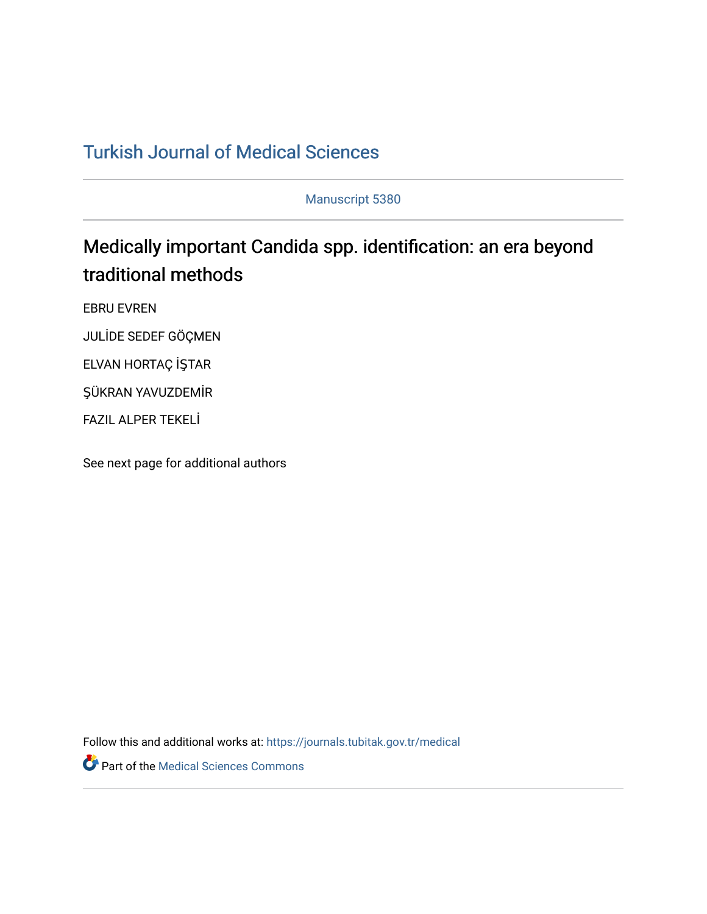# Turkish Journal of Medical Sciences

Manuscript 5380

## Medically important Candida spp. identification: an era beyond traditional methods

EBRU EVREN

JULİDE SEDEF GÖÇMEN

ELVAN HORTAÇ İŞTAR

ŞÜKRAN YAVUZDEMİR

FAZIL ALPER TEKELİ

See next page for additional authors

Follow this and additional works at: https://journals.tubitak.gov.tr/medical

Part of the Medical Sciences Commons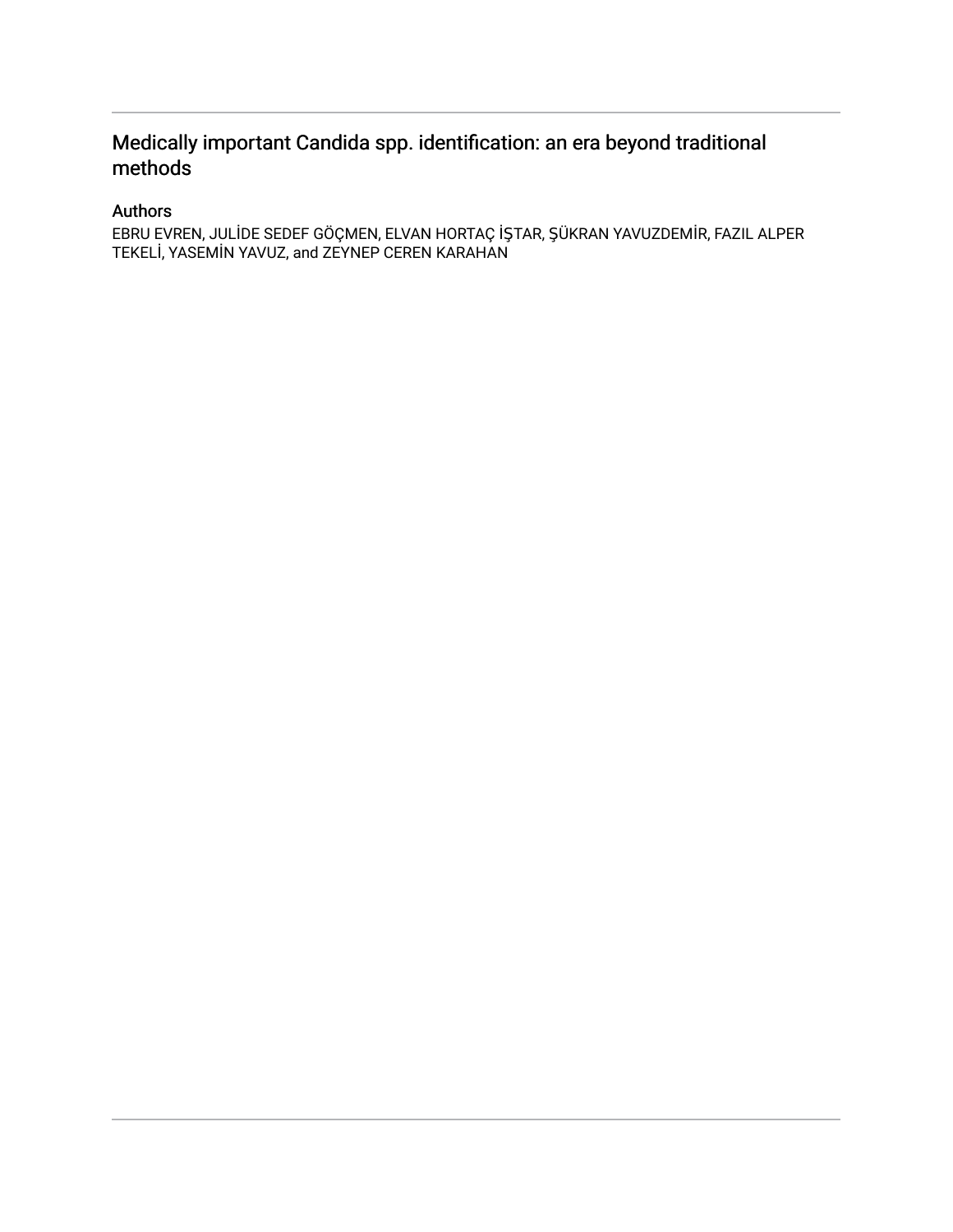# Medically important Candida spp. identification: an era beyond traditional methods

## Authors

EBRU EVREN, JULİDE SEDEF GÖÇMEN, ELVAN HORTAÇ İŞTAR, ŞÜKRAN YAVUZDEMİR, FAZIL ALPER TEKELİ, YASEMİN YAVUZ, and ZEYNEP CEREN KARAHAN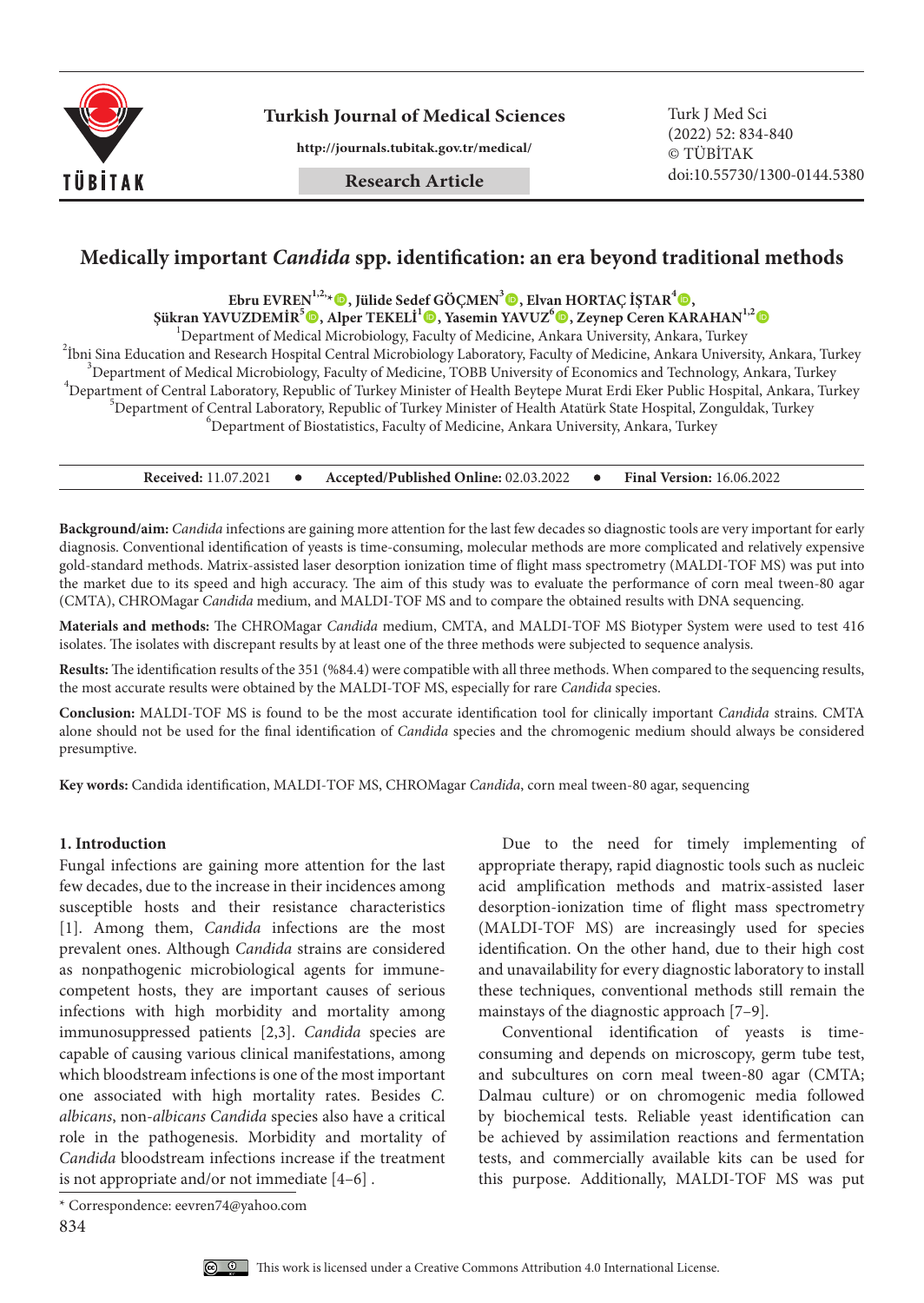# Medically important *Candida* spp. identification: an era beyond traditional methods

**Ebru EVREN**[1,2,*], **Jülide Sedef GÖÇMEN**[3], **Elvan HORTAÇ İŞTAR**[4], **Şükran YAVUZDEMİR**[5], **Alper TEKELİ**[1], **Yasemin YAVUZ**[6], **Zeynep Ceren KARAHAN**[1,2]

[1]Department of Medical Microbiology, Faculty of Medicine, Ankara University, Ankara, Turkey
[2]İbni Sina Education and Research Hospital Central Microbiology Laboratory, Faculty of Medicine, Ankara University, Ankara, Turkey
[3]Department of Medical Microbiology, Faculty of Medicine, TOBB University of Economics and Technology, Ankara, Turkey
[4]Department of Central Laboratory, Republic of Turkey Minister of Health Beytepe Murat Erdi Eker Public Hospital, Ankara, Turkey
[5]Department of Central Laboratory, Republic of Turkey Minister of Health Atatürk State Hospital, Zonguldak, Turkey
[6]Department of Biostatistics, Faculty of Medicine, Ankara University, Ankara, Turkey

**Received:** 11.07.2021 • **Accepted/Published Online:** 02.03.2022 • **Final Version:** 16.06.2022

**Background/aim:** *Candida* infections are gaining more attention for the last few decades so diagnostic tools are very important for early diagnosis. Conventional identification of yeasts is time-consuming, molecular methods are more complicated and relatively expensive gold-standard methods. Matrix-assisted laser desorption ionization time of flight mass spectrometry (MALDI-TOF MS) was put into the market due to its speed and high accuracy. The aim of this study was to evaluate the performance of corn meal tween-80 agar (CMTA), CHROMagar *Candida* medium, and MALDI-TOF MS and to compare the obtained results with DNA sequencing.

**Materials and methods:** The CHROMagar *Candida* medium, CMTA, and MALDI-TOF MS Biotyper System were used to test 416 isolates. The isolates with discrepant results by at least one of the three methods were subjected to sequence analysis.

**Results:** The identification results of the 351 (%84.4) were compatible with all three methods. When compared to the sequencing results, the most accurate results were obtained by the MALDI-TOF MS, especially for rare *Candida* species.

**Conclusion:** MALDI-TOF MS is found to be the most accurate identification tool for clinically important *Candida* strains. CMTA alone should not be used for the final identification of *Candida* species and the chromogenic medium should always be considered presumptive.

**Key words:** Candida identification, MALDI-TOF MS, CHROMagar *Candida*, corn meal tween-80 agar, sequencing

## 1. Introduction

Fungal infections are gaining more attention for the last few decades, due to the increase in their incidences among susceptible hosts and their resistance characteristics [1]. Among them, *Candida* infections are the most prevalent ones. Although *Candida* strains are considered as nonpathogenic microbiological agents for immune-competent hosts, they are important causes of serious infections with high morbidity and mortality among immunosuppressed patients [2,3]. *Candida* species are capable of causing various clinical manifestations, among which bloodstream infections is one of the most important one associated with high mortality rates. Besides *C. albicans*, non-*albicans Candida* species also have a critical role in the pathogenesis. Morbidity and mortality of *Candida* bloodstream infections increase if the treatment is not appropriate and/or not immediate [4–6].

Due to the need for timely implementing of appropriate therapy, rapid diagnostic tools such as nucleic acid amplification methods and matrix-assisted laser desorption-ionization time of flight mass spectrometry (MALDI-TOF MS) are increasingly used for species identification. On the other hand, due to their high cost and unavailability for every diagnostic laboratory to install these techniques, conventional methods still remain the mainstays of the diagnostic approach [7–9].

Conventional identification of yeasts is time-consuming and depends on microscopy, germ tube test, and subcultures on corn meal tween-80 agar (CMTA; Dalmau culture) or on chromogenic media followed by biochemical tests. Reliable yeast identification can be achieved by assimilation reactions and fermentation tests, and commercially available kits can be used for this purpose. Additionally, MALDI-TOF MS was put

\* Correspondence: eevren74@yahoo.com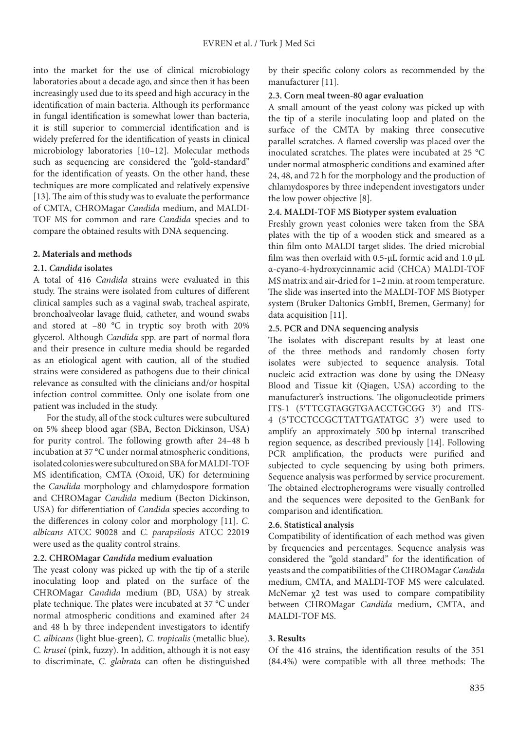into the market for the use of clinical microbiology laboratories about a decade ago, and since then it has been increasingly used due to its speed and high accuracy in the identification of main bacteria. Although its performance in fungal identification is somewhat lower than bacteria, it is still superior to commercial identification and is widely preferred for the identification of yeasts in clinical microbiology laboratories [10–12]. Molecular methods such as sequencing are considered the "gold-standard" for the identification of yeasts. On the other hand, these techniques are more complicated and relatively expensive [13]. The aim of this study was to evaluate the performance of CMTA, CHROMagar *Candida* medium, and MALDI-TOF MS for common and rare *Candida* species and to compare the obtained results with DNA sequencing.

## 2. Materials and methods

### 2.1. *Candida* isolates

A total of 416 *Candida* strains were evaluated in this study. The strains were isolated from cultures of different clinical samples such as a vaginal swab, tracheal aspirate, bronchoalveolar lavage fluid, catheter, and wound swabs and stored at –80 °C in tryptic soy broth with 20% glycerol. Although *Candida* spp. are part of normal flora and their presence in culture media should be regarded as an etiological agent with caution, all of the studied strains were considered as pathogens due to their clinical relevance as consulted with the clinicians and/or hospital infection control committee. Only one isolate from one patient was included in the study.

For the study, all of the stock cultures were subcultured on 5% sheep blood agar (SBA, Becton Dickinson, USA) for purity control. The following growth after 24–48 h incubation at 37 °C under normal atmospheric conditions, isolated colonies were subcultured on SBA for MALDI-TOF MS identification, CMTA (Oxoid, UK) for determining the *Candida* morphology and chlamydospore formation and CHROMagar *Candida* medium (Becton Dickinson, USA) for differentiation of *Candida* species according to the differences in colony color and morphology [11]. *C. albicans* ATCC 90028 and *C. parapsilosis* ATCC 22019 were used as the quality control strains.

### 2.2. CHROMagar *Candida* medium evaluation

The yeast colony was picked up with the tip of a sterile inoculating loop and plated on the surface of the CHROMagar *Candida* medium (BD, USA) by streak plate technique. The plates were incubated at 37 °C under normal atmospheric conditions and examined after 24 and 48 h by three independent investigators to identify *C. albicans* (light blue-green)*, C. tropicalis* (metallic blue)*, C. krusei* (pink, fuzzy). In addition, although it is not easy to discriminate, *C. glabrata* can often be distinguished by their specific colony colors as recommended by the manufacturer [11].

### 2.3. Corn meal tween-80 agar evaluation

A small amount of the yeast colony was picked up with the tip of a sterile inoculating loop and plated on the surface of the CMTA by making three consecutive parallel scratches. A flamed coverslip was placed over the inoculated scratches. The plates were incubated at 25 °C under normal atmospheric conditions and examined after 24, 48, and 72 h for the morphology and the production of chlamydospores by three independent investigators under the low power objective [8].

### 2.4. MALDI-TOF MS Biotyper system evaluation

Freshly grown yeast colonies were taken from the SBA plates with the tip of a wooden stick and smeared as a thin film onto MALDI target slides. The dried microbial film was then overlaid with 0.5-µL formic acid and 1.0 µL α-cyano-4-hydroxycinnamic acid (CHCA) MALDI-TOF MS matrix and air-dried for 1–2 min. at room temperature. The slide was inserted into the MALDI-TOF MS Biotyper system (Bruker Daltonics GmbH, Bremen, Germany) for data acquisition [11].

### 2.5. PCR and DNA sequencing analysis

The isolates with discrepant results by at least one of the three methods and randomly chosen forty isolates were subjected to sequence analysis. Total nucleic acid extraction was done by using the DNeasy Blood and Tissue kit (Qiagen, USA) according to the manufacturer's instructions. The oligonucleotide primers ITS-1 (5′TTCGTAGGTGAACCTGCGG 3′) and ITS-4 (5′TCCTCCGCTTATTGATATGC 3′) were used to amplify an approximately 500 bp internal transcribed region sequence, as described previously [14]. Following PCR amplification, the products were purified and subjected to cycle sequencing by using both primers. Sequence analysis was performed by service procurement. The obtained electropherograms were visually controlled and the sequences were deposited to the GenBank for comparison and identification.

### 2.6. Statistical analysis

Compatibility of identification of each method was given by frequencies and percentages. Sequence analysis was considered the "gold standard" for the identification of yeasts and the compatibilities of the CHROMagar *Candida* medium, CMTA, and MALDI-TOF MS were calculated. McNemar $\chi^2$ test was used to compare compatibility between CHROMagar *Candida* medium, CMTA, and MALDI-TOF MS.

## 3. Results

Of the 416 strains, the identification results of the 351 (84.4%) were compatible with all three methods: The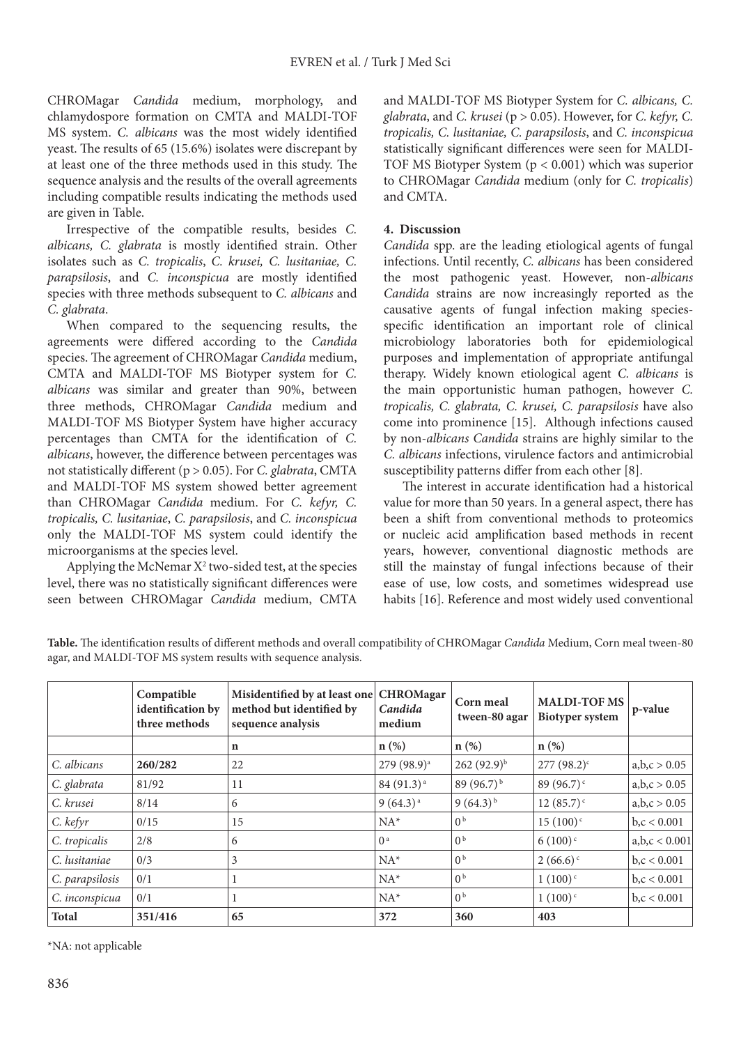CHROMagar *Candida* medium, morphology, and chlamydospore formation on CMTA and MALDI-TOF MS system. *C. albicans* was the most widely identified yeast. The results of 65 (15.6%) isolates were discrepant by at least one of the three methods used in this study. The sequence analysis and the results of the overall agreements including compatible results indicating the methods used are given in Table.

Irrespective of the compatible results, besides *C. albicans, C. glabrata* is mostly identified strain. Other isolates such as *C. tropicalis*, *C. krusei, C. lusitaniae, C. parapsilosis*, and *C. inconspicua* are mostly identified species with three methods subsequent to *C. albicans* and *C. glabrata*.

When compared to the sequencing results, the agreements were differed according to the *Candida* species. The agreement of CHROMagar *Candida* medium, CMTA and MALDI-TOF MS Biotyper system for *C. albicans* was similar and greater than 90%, between three methods, CHROMagar *Candida* medium and MALDI-TOF MS Biotyper System have higher accuracy percentages than CMTA for the identification of *C. albicans*, however, the difference between percentages was not statistically different ($p > 0.05$). For *C. glabrata*, CMTA and MALDI-TOF MS system showed better agreement than CHROMagar *Candida* medium. For *C. kefyr, C. tropicalis, C. lusitaniae*, *C. parapsilosis*, and *C. inconspicua* only the MALDI-TOF MS system could identify the microorganisms at the species level.

Applying the McNemar $X^2$ two-sided test, at the species level, there was no statistically significant differences were seen between CHROMagar *Candida* medium, CMTA and MALDI-TOF MS Biotyper System for *C. albicans, C. glabrata*, and *C. krusei* ($p > 0.05$). However, for *C. kefyr, C. tropicalis, C. lusitaniae, C. parapsilosis*, and *C. inconspicua* statistically significant differences were seen for MALDI-TOF MS Biotyper System ($p < 0.001$) which was superior to CHROMagar *Candida* medium (only for *C. tropicalis*) and CMTA.

## 4. Discussion

*Candida* spp. are the leading etiological agents of fungal infections. Until recently, *C. albicans* has been considered the most pathogenic yeast. However, non-*albicans Candida* strains are now increasingly reported as the causative agents of fungal infection making species-specific identification an important role of clinical microbiology laboratories both for epidemiological purposes and implementation of appropriate antifungal therapy. Widely known etiological agent *C. albicans* is the main opportunistic human pathogen, however *C. tropicalis, C. glabrata, C. krusei, C. parapsilosis* have also come into prominence [15]. Although infections caused by non-*albicans Candida* strains are highly similar to the *C. albicans* infections, virulence factors and antimicrobial susceptibility patterns differ from each other [8].

The interest in accurate identification had a historical value for more than 50 years. In a general aspect, there has been a shift from conventional methods to proteomics or nucleic acid amplification based methods in recent years, however, conventional diagnostic methods are still the mainstay of fungal infections because of their ease of use, low costs, and sometimes widespread use habits [16]. Reference and most widely used conventional

**Table.** The identification results of different methods and overall compatibility of CHROMagar *Candida* Medium, Corn meal tween-80 agar, and MALDI-TOF MS system results with sequence analysis.

| | Compatible identification by three methods | Misidentified by at least one method but identified by sequence analysis | CHROMagar *Candida* medium | Corn meal tween-80 agar | MALDI-TOF MS Biotyper system | p-value |
|---|---|---|---|---|---|---|
| | | n | n (%) | n (%) | n (%) | |
| *C. albicans* | **260/282** | 22 | 279 (98.9)[a] | 262 (92.9)[b] | 277 (98.2)[c] | a,b,c > 0.05 |
| *C. glabrata* | 81/92 | 11 | 84 (91.3)[a] | 89 (96.7)[b] | 89 (96.7)[c] | a,b,c > 0.05 |
| *C. krusei* | 8/14 | 6 | 9 (64.3)[a] | 9 (64.3)[b] | 12 (85.7)[c] | a,b,c > 0.05 |
| *C. kefyr* | 0/15 | 15 | NA* | 0[b] | 15 (100)[c] | b,c < 0.001 |
| *C. tropicalis* | 2/8 | 6 | 0[a] | 0[b] | 6 (100)[c] | a,b,c < 0.001 |
| *C. lusitaniae* | 0/3 | 3 | NA* | 0[b] | 2 (66.6)[c] | b,c < 0.001 |
| *C. parapsilosis* | 0/1 | 1 | NA* | 0[b] | 1 (100)[c] | b,c < 0.001 |
| *C. inconspicua* | 0/1 | 1 | NA* | 0[b] | 1 (100)[c] | b,c < 0.001 |
| **Total** | **351/416** | **65** | **372** | **360** | **403** | |

*NA: not applicable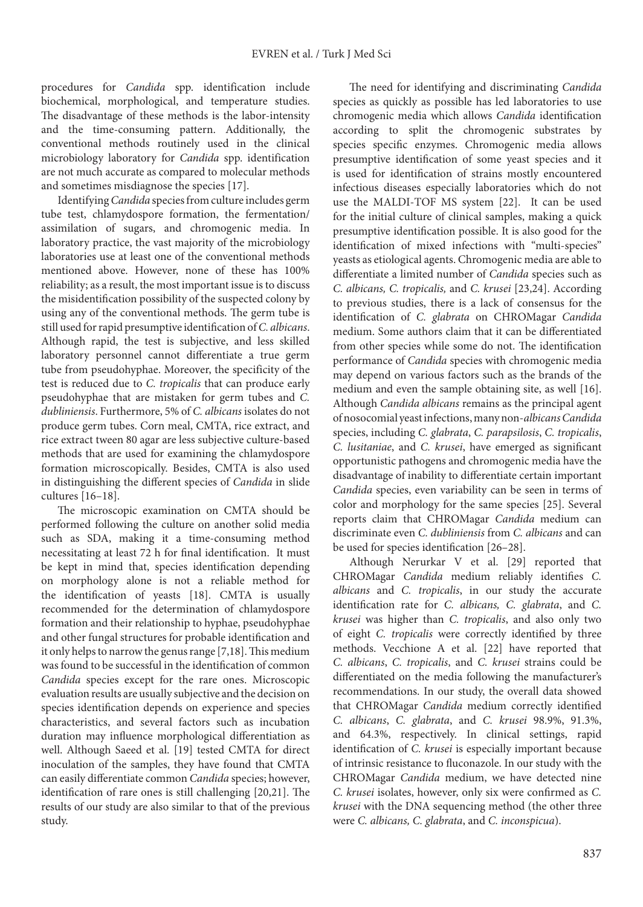procedures for *Candida* spp. identification include biochemical, morphological, and temperature studies. The disadvantage of these methods is the labor-intensity and the time-consuming pattern. Additionally, the conventional methods routinely used in the clinical microbiology laboratory for *Candida* spp. identification are not much accurate as compared to molecular methods and sometimes misdiagnose the species [17].

Identifying *Candida* species from culture includes germ tube test, chlamydospore formation, the fermentation/assimilation of sugars, and chromogenic media. In laboratory practice, the vast majority of the microbiology laboratories use at least one of the conventional methods mentioned above. However, none of these has 100% reliability; as a result, the most important issue is to discuss the misidentification possibility of the suspected colony by using any of the conventional methods. The germ tube is still used for rapid presumptive identification of *C. albicans*. Although rapid, the test is subjective, and less skilled laboratory personnel cannot differentiate a true germ tube from pseudohyphae. Moreover, the specificity of the test is reduced due to *C. tropicalis* that can produce early pseudohyphae that are mistaken for germ tubes and *C. dubliniensis*. Furthermore, 5% of *C. albicans* isolates do not produce germ tubes. Corn meal, CMTA, rice extract, and rice extract tween 80 agar are less subjective culture-based methods that are used for examining the chlamydospore formation microscopically. Besides, CMTA is also used in distinguishing the different species of *Candida* in slide cultures [16–18].

The microscopic examination on CMTA should be performed following the culture on another solid media such as SDA, making it a time-consuming method necessitating at least 72 h for final identification. It must be kept in mind that, species identification depending on morphology alone is not a reliable method for the identification of yeasts [18]. CMTA is usually recommended for the determination of chlamydospore formation and their relationship to hyphae, pseudohyphae and other fungal structures for probable identification and it only helps to narrow the genus range [7,18]. This medium was found to be successful in the identification of common *Candida* species except for the rare ones. Microscopic evaluation results are usually subjective and the decision on species identification depends on experience and species characteristics, and several factors such as incubation duration may influence morphological differentiation as well. Although Saeed et al. [19] tested CMTA for direct inoculation of the samples, they have found that CMTA can easily differentiate common *Candida* species; however, identification of rare ones is still challenging [20,21]. The results of our study are also similar to that of the previous study.

The need for identifying and discriminating *Candida* species as quickly as possible has led laboratories to use chromogenic media which allows *Candida* identification according to split the chromogenic substrates by species specific enzymes. Chromogenic media allows presumptive identification of some yeast species and it is used for identification of strains mostly encountered infectious diseases especially laboratories which do not use the MALDI-TOF MS system [22]. It can be used for the initial culture of clinical samples, making a quick presumptive identification possible. It is also good for the identification of mixed infections with "multi-species" yeasts as etiological agents. Chromogenic media are able to differentiate a limited number of *Candida* species such as *C. albicans, C. tropicalis,* and *C. krusei* [23,24]. According to previous studies, there is a lack of consensus for the identification of *C. glabrata* on CHROMagar *Candida* medium. Some authors claim that it can be differentiated from other species while some do not. The identification performance of *Candida* species with chromogenic media may depend on various factors such as the brands of the medium and even the sample obtaining site, as well [16]. Although *Candida albicans* remains as the principal agent of nosocomial yeast infections, many non-*albicans Candida* species, including *C. glabrata*, *C. parapsilosis*, *C. tropicalis*, *C. lusitaniae*, and *C. krusei*, have emerged as significant opportunistic pathogens and chromogenic media have the disadvantage of inability to differentiate certain important *Candida* species, even variability can be seen in terms of color and morphology for the same species [25]. Several reports claim that CHROMagar *Candida* medium can discriminate even *C. dubliniensis* from *C. albicans* and can be used for species identification [26–28].

Although Nerurkar V et al. [29] reported that CHROMagar *Candida* medium reliably identifies *C. albicans* and *C. tropicalis*, in our study the accurate identification rate for *C. albicans, C. glabrata*, and *C. krusei* was higher than *C. tropicalis*, and also only two of eight *C. tropicalis* were correctly identified by three methods. Vecchione A et al. [22] have reported that *C. albicans*, *C. tropicalis*, and *C. krusei* strains could be differentiated on the media following the manufacturer's recommendations. In our study, the overall data showed that CHROMagar *Candida* medium correctly identified *C. albicans*, *C. glabrata*, and *C. krusei* 98.9%, 91.3%, and 64.3%, respectively. In clinical settings, rapid identification of *C. krusei* is especially important because of intrinsic resistance to fluconazole. In our study with the CHROMagar *Candida* medium, we have detected nine *C. krusei* isolates, however, only six were confirmed as *C. krusei* with the DNA sequencing method (the other three were *C. albicans, C. glabrata*, and *C. inconspicua*).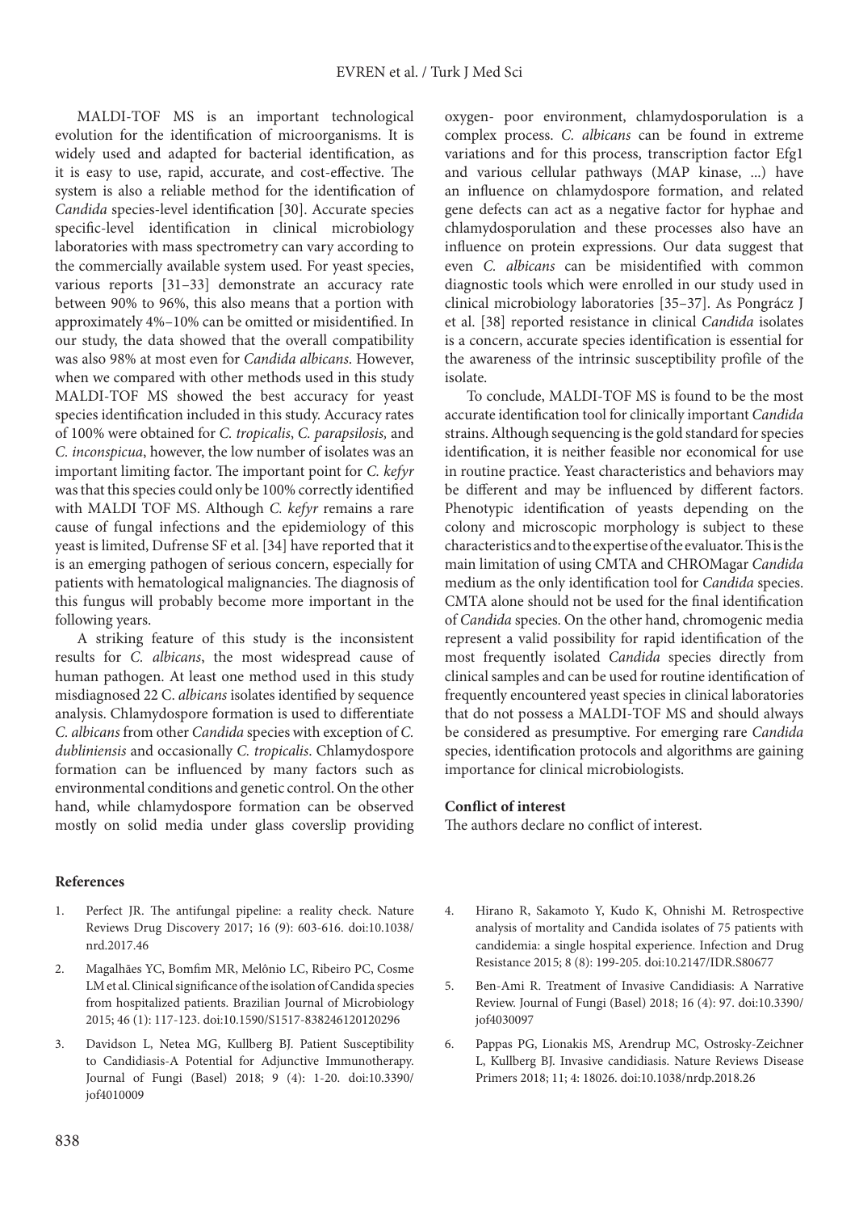MALDI-TOF MS is an important technological evolution for the identification of microorganisms. It is widely used and adapted for bacterial identification, as it is easy to use, rapid, accurate, and cost-effective. The system is also a reliable method for the identification of *Candida* species-level identification [30]. Accurate species specific-level identification in clinical microbiology laboratories with mass spectrometry can vary according to the commercially available system used. For yeast species, various reports [31–33] demonstrate an accuracy rate between 90% to 96%, this also means that a portion with approximately 4%–10% can be omitted or misidentified. In our study, the data showed that the overall compatibility was also 98% at most even for *Candida albicans*. However, when we compared with other methods used in this study MALDI-TOF MS showed the best accuracy for yeast species identification included in this study. Accuracy rates of 100% were obtained for *C. tropicalis*, *C. parapsilosis,* and *C. inconspicua*, however, the low number of isolates was an important limiting factor. The important point for *C. kefyr* was that this species could only be 100% correctly identified with MALDI TOF MS. Although *C. kefyr* remains a rare cause of fungal infections and the epidemiology of this yeast is limited, Dufrense SF et al. [34] have reported that it is an emerging pathogen of serious concern, especially for patients with hematological malignancies. The diagnosis of this fungus will probably become more important in the following years.

A striking feature of this study is the inconsistent results for *C. albicans*, the most widespread cause of human pathogen. At least one method used in this study misdiagnosed 22 C. *albicans* isolates identified by sequence analysis. Chlamydospore formation is used to differentiate *C. albicans* from other *Candida* species with exception of *C. dubliniensis* and occasionally *C. tropicalis*. Chlamydospore formation can be influenced by many factors such as environmental conditions and genetic control. On the other hand, while chlamydospore formation can be observed mostly on solid media under glass coverslip providing oxygen- poor environment, chlamydosporulation is a complex process. *C. albicans* can be found in extreme variations and for this process, transcription factor Efg1 and various cellular pathways (MAP kinase, ...) have an influence on chlamydospore formation, and related gene defects can act as a negative factor for hyphae and chlamydosporulation and these processes also have an influence on protein expressions. Our data suggest that even *C. albicans* can be misidentified with common diagnostic tools which were enrolled in our study used in clinical microbiology laboratories [35–37]. As Pongrácz J et al. [38] reported resistance in clinical *Candida* isolates is a concern, accurate species identification is essential for the awareness of the intrinsic susceptibility profile of the isolate.

To conclude, MALDI-TOF MS is found to be the most accurate identification tool for clinically important *Candida* strains. Although sequencing is the gold standard for species identification, it is neither feasible nor economical for use in routine practice. Yeast characteristics and behaviors may be different and may be influenced by different factors. Phenotypic identification of yeasts depending on the colony and microscopic morphology is subject to these characteristics and to the expertise of the evaluator. This is the main limitation of using CMTA and CHROMagar *Candida* medium as the only identification tool for *Candida* species. CMTA alone should not be used for the final identification of *Candida* species. On the other hand, chromogenic media represent a valid possibility for rapid identification of the most frequently isolated *Candida* species directly from clinical samples and can be used for routine identification of frequently encountered yeast species in clinical laboratories that do not possess a MALDI-TOF MS and should always be considered as presumptive. For emerging rare *Candida* species, identification protocols and algorithms are gaining importance for clinical microbiologists.

**Conflict of interest**

The authors declare no conflict of interest.

**References**

1. Perfect JR. The antifungal pipeline: a reality check. Nature Reviews Drug Discovery 2017; 16 (9): 603-616. doi:10.1038/nrd.2017.46
2. Magalhães YC, Bomfim MR, Melônio LC, Ribeiro PC, Cosme LM et al. Clinical significance of the isolation of Candida species from hospitalized patients. Brazilian Journal of Microbiology 2015; 46 (1): 117-123. doi:10.1590/S1517-838246120120296
3. Davidson L, Netea MG, Kullberg BJ. Patient Susceptibility to Candidiasis-A Potential for Adjunctive Immunotherapy. Journal of Fungi (Basel) 2018; 9 (4): 1-20. doi:10.3390/jof4010009
4. Hirano R, Sakamoto Y, Kudo K, Ohnishi M. Retrospective analysis of mortality and Candida isolates of 75 patients with candidemia: a single hospital experience. Infection and Drug Resistance 2015; 8 (8): 199-205. doi:10.2147/IDR.S80677
5. Ben-Ami R. Treatment of Invasive Candidiasis: A Narrative Review. Journal of Fungi (Basel) 2018; 16 (4): 97. doi:10.3390/jof4030097
6. Pappas PG, Lionakis MS, Arendrup MC, Ostrosky-Zeichner L, Kullberg BJ. Invasive candidiasis. Nature Reviews Disease Primers 2018; 11; 4: 18026. doi:10.1038/nrdp.2018.26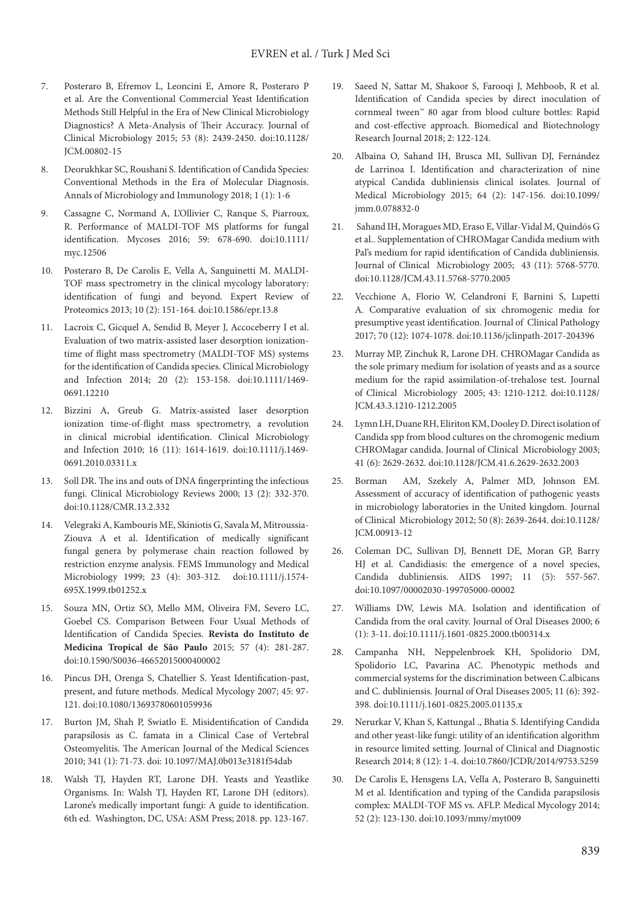7. Posteraro B, Efremov L, Leoncini E, Amore R, Posteraro P et al. Are the Conventional Commercial Yeast Identification Methods Still Helpful in the Era of New Clinical Microbiology Diagnostics? A Meta-Analysis of Their Accuracy. Journal of Clinical Microbiology 2015; 53 (8): 2439-2450. doi:10.1128/JCM.00802-15

8. Deorukhkar SC, Roushani S. Identification of Candida Species: Conventional Methods in the Era of Molecular Diagnosis. Annals of Microbiology and Immunology 2018; 1 (1): 1-6

9. Cassagne C, Normand A, L'Ollivier C, Ranque S, Piarroux, R. Performance of MALDI-TOF MS platforms for fungal identification. Mycoses 2016; 59: 678-690. doi:10.1111/myc.12506

10. Posteraro B, De Carolis E, Vella A, Sanguinetti M. MALDI-TOF mass spectrometry in the clinical mycology laboratory: identification of fungi and beyond. Expert Review of Proteomics 2013; 10 (2): 151-164. doi:10.1586/epr.13.8

11. Lacroix C, Gicquel A, Sendid B, Meyer J, Accoceberry I et al. Evaluation of two matrix-assisted laser desorption ionization-time of flight mass spectrometry (MALDI-TOF MS) systems for the identification of Candida species. Clinical Microbiology and Infection 2014; 20 (2): 153-158. doi:10.1111/1469-0691.12210

12. Bizzini A, Greub G. Matrix-assisted laser desorption ionization time-of-flight mass spectrometry, a revolution in clinical microbial identification. Clinical Microbiology and Infection 2010; 16 (11): 1614-1619. doi:10.1111/j.1469-0691.2010.03311.x

13. Soll DR. The ins and outs of DNA fingerprinting the infectious fungi. Clinical Microbiology Reviews 2000; 13 (2): 332-370. doi:10.1128/CMR.13.2.332

14. Velegraki A, Kambouris ME, Skiniotis G, Savala M, Mitroussia-Ziouva A et al. Identification of medically significant fungal genera by polymerase chain reaction followed by restriction enzyme analysis. FEMS Immunology and Medical Microbiology 1999; 23 (4): 303-312. doi:10.1111/j.1574-695X.1999.tb01252.x

15. Souza MN, Ortiz SO, Mello MM, Oliveira FM, Severo LC, Goebel CS. Comparison Between Four Usual Methods of Identification of Candida Species. **Revista do Instituto de Medicina Tropical de São Paulo** 2015; 57 (4): 281-287. doi:10.1590/S0036-46652015000400002

16. Pincus DH, Orenga S, Chatellier S. Yeast Identification-past, present, and future methods. Medical Mycology 2007; 45: 97-121. doi:10.1080/13693780601059936

17. Burton JM, Shah P, Swiatlo E. Misidentification of Candida parapsilosis as C. famata in a Clinical Case of Vertebral Osteomyelitis. The American Journal of the Medical Sciences 2010; 341 (1): 71-73. doi: 10.1097/MAJ.0b013e3181f54dab

18. Walsh TJ, Hayden RT, Larone DH. Yeasts and Yeastlike Organisms. In: Walsh TJ, Hayden RT, Larone DH (editors). Larone's medically important fungi: A guide to identification. 6th ed. Washington, DC, USA: ASM Press; 2018. pp. 123-167.

19. Saeed N, Sattar M, Shakoor S, Farooqi J, Mehboob, R et al. Identification of Candida species by direct inoculation of cornmeal tween™ 80 agar from blood culture bottles: Rapid and cost-effective approach. Biomedical and Biotechnology Research Journal 2018; 2: 122-124.

20. Albaina O, Sahand IH, Brusca MI, Sullivan DJ, Fernández de Larrinoa I. Identification and characterization of nine atypical Candida dubliniensis clinical isolates. Journal of Medical Microbiology 2015; 64 (2): 147-156. doi:10.1099/jmm.0.078832-0

21. Sahand IH, Moragues MD, Eraso E, Villar-Vidal M, Quindós G et al.. Supplementation of CHROMagar Candida medium with Pal's medium for rapid identification of Candida dubliniensis. Journal of Clinical Microbiology 2005; 43 (11): 5768-5770. doi:10.1128/JCM.43.11.5768-5770.2005

22. Vecchione A, Florio W, Celandroni F, Barnini S, Lupetti A. Comparative evaluation of six chromogenic media for presumptive yeast identification. Journal of Clinical Pathology 2017; 70 (12): 1074-1078. doi:10.1136/jclinpath-2017-204396

23. Murray MP, Zinchuk R, Larone DH. CHROMagar Candida as the sole primary medium for isolation of yeasts and as a source medium for the rapid assimilation-of-trehalose test. Journal of Clinical Microbiology 2005; 43: 1210-1212. doi:10.1128/JCM.43.3.1210-1212.2005

24. Lymn LH, Duane RH, Eliriton KM, Dooley D. Direct isolation of Candida spp from blood cultures on the chromogenic medium CHROMagar candida. Journal of Clinical Microbiology 2003; 41 (6): 2629-2632. doi:10.1128/JCM.41.6.2629-2632.2003

25. Borman AM, Szekely A, Palmer MD, Johnson EM. Assessment of accuracy of identification of pathogenic yeasts in microbiology laboratories in the United kingdom. Journal of Clinical Microbiology 2012; 50 (8): 2639-2644. doi:10.1128/JCM.00913-12

26. Coleman DC, Sullivan DJ, Bennett DE, Moran GP, Barry HJ et al. Candidiasis: the emergence of a novel species, Candida dubliniensis. AIDS 1997; 11 (5): 557-567. doi:10.1097/00002030-199705000-00002

27. Williams DW, Lewis MA. Isolation and identification of Candida from the oral cavity. Journal of Oral Diseases 2000; 6 (1): 3-11. doi:10.1111/j.1601-0825.2000.tb00314.x

28. Campanha NH, Neppelenbroek KH, Spolidorio DM, Spolidorio LC, Pavarina AC. Phenotypic methods and commercial systems for the discrimination between C.albicans and C. dubliniensis. Journal of Oral Diseases 2005; 11 (6): 392-398. doi:10.1111/j.1601-0825.2005.01135.x

29. Nerurkar V, Khan S, Kattungal ., Bhatia S. Identifying Candida and other yeast-like fungi: utility of an identification algorithm in resource limited setting. Journal of Clinical and Diagnostic Research 2014; 8 (12): 1-4. doi:10.7860/JCDR/2014/9753.5259

30. De Carolis E, Hensgens LA, Vella A, Posteraro B, Sanguinetti M et al. Identification and typing of the Candida parapsilosis complex: MALDI-TOF MS vs. AFLP. Medical Mycology 2014; 52 (2): 123-130. doi:10.1093/mmy/myt009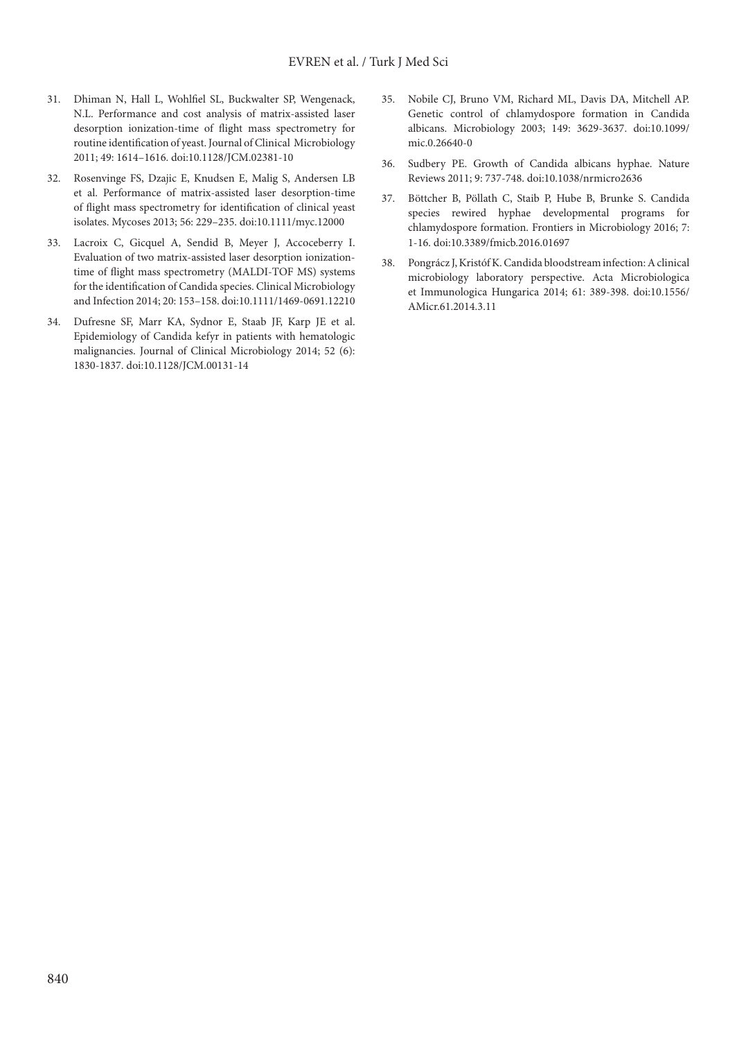31. Dhiman N, Hall L, Wohlfiel SL, Buckwalter SP, Wengenack, N.L. Performance and cost analysis of matrix-assisted laser desorption ionization-time of flight mass spectrometry for routine identification of yeast. Journal of Clinical Microbiology 2011; 49: 1614–1616. doi:10.1128/JCM.02381-10

32. Rosenvinge FS, Dzajic E, Knudsen E, Malig S, Andersen LB et al. Performance of matrix-assisted laser desorption-time of flight mass spectrometry for identification of clinical yeast isolates. Mycoses 2013; 56: 229–235. doi:10.1111/myc.12000

33. Lacroix C, Gicquel A, Sendid B, Meyer J, Accoceberry I. Evaluation of two matrix-assisted laser desorption ionization-time of flight mass spectrometry (MALDI-TOF MS) systems for the identification of Candida species. Clinical Microbiology and Infection 2014; 20: 153–158. doi:10.1111/1469-0691.12210

34. Dufresne SF, Marr KA, Sydnor E, Staab JF, Karp JE et al. Epidemiology of Candida kefyr in patients with hematologic malignancies. Journal of Clinical Microbiology 2014; 52 (6): 1830-1837. doi:10.1128/JCM.00131-14

35. Nobile CJ, Bruno VM, Richard ML, Davis DA, Mitchell AP. Genetic control of chlamydospore formation in Candida albicans. Microbiology 2003; 149: 3629-3637. doi:10.1099/mic.0.26640-0

36. Sudbery PE. Growth of Candida albicans hyphae. Nature Reviews 2011; 9: 737-748. doi:10.1038/nrmicro2636

37. Böttcher B, Pöllath C, Staib P, Hube B, Brunke S. Candida species rewired hyphae developmental programs for chlamydospore formation. Frontiers in Microbiology 2016; 7: 1-16. doi:10.3389/fmicb.2016.01697

38. Pongrácz J, Kristóf K. Candida bloodstream infection: A clinical microbiology laboratory perspective. Acta Microbiologica et Immunologica Hungarica 2014; 61: 389-398. doi:10.1556/AMicr.61.2014.3.11